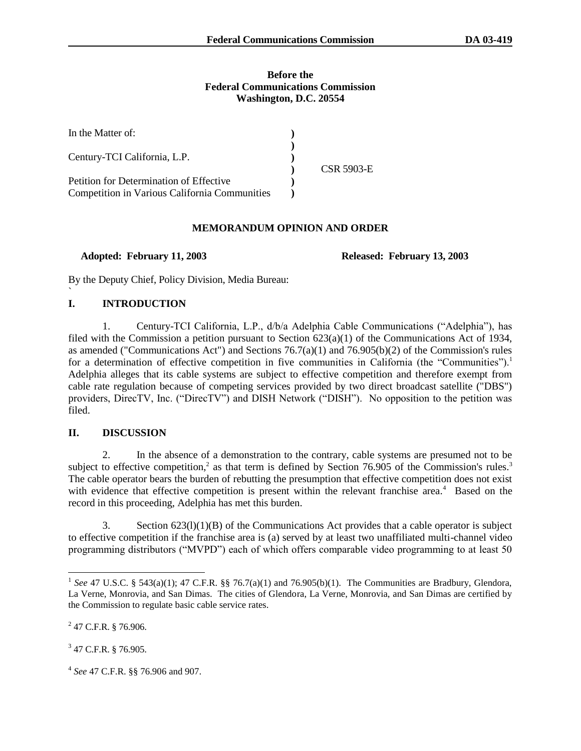**Before the**
**Federal Communications Commission**
**Washington, D.C. 20554**

| | | |
|---|---|---|
| In the Matter of: | ) | |
| | ) | |
| Century-TCI California, L.P. | ) | |
| | ) | CSR 5903-E |
| Petition for Determination of Effective | ) | |
| Competition in Various California Communities | ) | |

## MEMORANDUM OPINION AND ORDER

**Adopted: February 11, 2003** **Released: February 13, 2003**

By the Deputy Chief, Policy Division, Media Bureau:
`

## I. INTRODUCTION

1. Century-TCI California, L.P., d/b/a Adelphia Cable Communications ("Adelphia"), has filed with the Commission a petition pursuant to Section 623(a)(1) of the Communications Act of 1934, as amended ("Communications Act") and Sections 76.7(a)(1) and 76.905(b)(2) of the Commission's rules for a determination of effective competition in five communities in California (the "Communities").[1] Adelphia alleges that its cable systems are subject to effective competition and therefore exempt from cable rate regulation because of competing services provided by two direct broadcast satellite ("DBS") providers, DirecTV, Inc. ("DirecTV") and DISH Network ("DISH"). No opposition to the petition was filed.

## II. DISCUSSION

2. In the absence of a demonstration to the contrary, cable systems are presumed not to be subject to effective competition,[2] as that term is defined by Section 76.905 of the Commission's rules.[3] The cable operator bears the burden of rebutting the presumption that effective competition does not exist with evidence that effective competition is present within the relevant franchise area.[4] Based on the record in this proceeding, Adelphia has met this burden.

3. Section 623(l)(1)(B) of the Communications Act provides that a cable operator is subject to effective competition if the franchise area is (a) served by at least two unaffiliated multi-channel video programming distributors ("MVPD") each of which offers comparable video programming to at least 50

---

[1] *See* 47 U.S.C. § 543(a)(1); 47 C.F.R. §§ 76.7(a)(1) and 76.905(b)(1). The Communities are Bradbury, Glendora, La Verne, Monrovia, and San Dimas. The cities of Glendora, La Verne, Monrovia, and San Dimas are certified by the Commission to regulate basic cable service rates.

[2] 47 C.F.R. § 76.906.

[3] 47 C.F.R. § 76.905.

[4] *See* 47 C.F.R. §§ 76.906 and 907.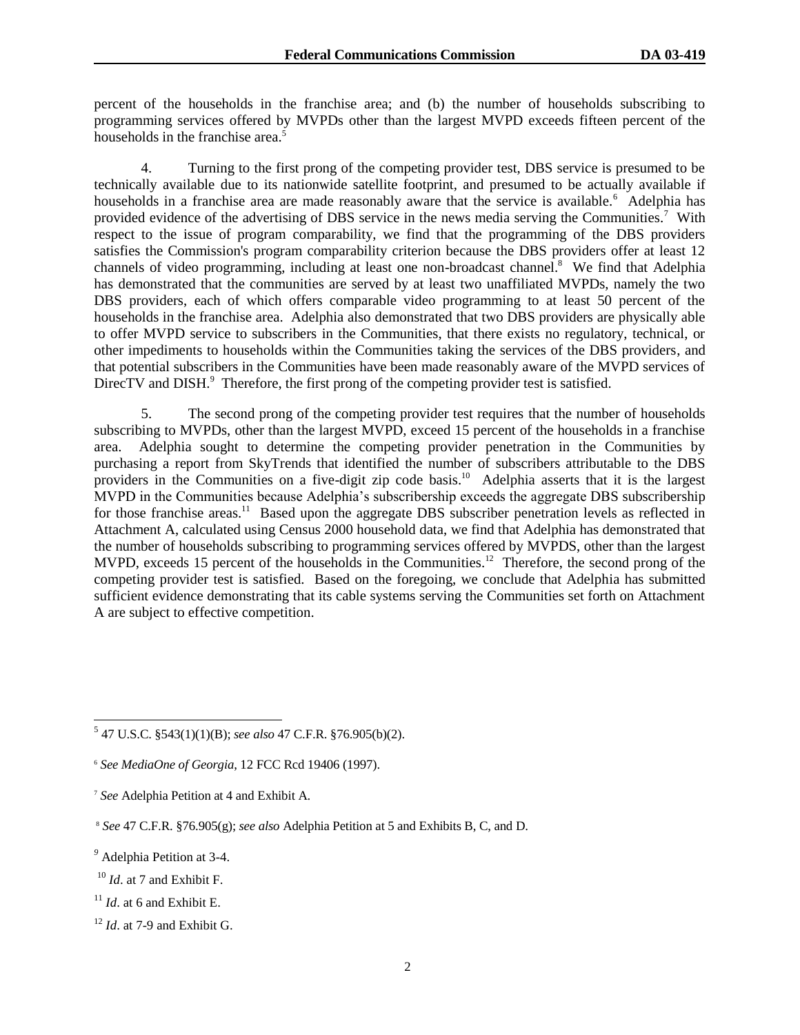percent of the households in the franchise area; and (b) the number of households subscribing to programming services offered by MVPDs other than the largest MVPD exceeds fifteen percent of the households in the franchise area.[5]

4. Turning to the first prong of the competing provider test, DBS service is presumed to be technically available due to its nationwide satellite footprint, and presumed to be actually available if households in a franchise area are made reasonably aware that the service is available.[6] Adelphia has provided evidence of the advertising of DBS service in the news media serving the Communities.[7] With respect to the issue of program comparability, we find that the programming of the DBS providers satisfies the Commission's program comparability criterion because the DBS providers offer at least 12 channels of video programming, including at least one non-broadcast channel.[8] We find that Adelphia has demonstrated that the communities are served by at least two unaffiliated MVPDs, namely the two DBS providers, each of which offers comparable video programming to at least 50 percent of the households in the franchise area. Adelphia also demonstrated that two DBS providers are physically able to offer MVPD service to subscribers in the Communities, that there exists no regulatory, technical, or other impediments to households within the Communities taking the services of the DBS providers, and that potential subscribers in the Communities have been made reasonably aware of the MVPD services of DirecTV and DISH.[9] Therefore, the first prong of the competing provider test is satisfied.

5. The second prong of the competing provider test requires that the number of households subscribing to MVPDs, other than the largest MVPD, exceed 15 percent of the households in a franchise area. Adelphia sought to determine the competing provider penetration in the Communities by purchasing a report from SkyTrends that identified the number of subscribers attributable to the DBS providers in the Communities on a five-digit zip code basis.[10] Adelphia asserts that it is the largest MVPD in the Communities because Adelphia's subscribership exceeds the aggregate DBS subscribership for those franchise areas.[11] Based upon the aggregate DBS subscriber penetration levels as reflected in Attachment A, calculated using Census 2000 household data, we find that Adelphia has demonstrated that the number of households subscribing to programming services offered by MVPDS, other than the largest MVPD, exceeds 15 percent of the households in the Communities.[12] Therefore, the second prong of the competing provider test is satisfied. Based on the foregoing, we conclude that Adelphia has submitted sufficient evidence demonstrating that its cable systems serving the Communities set forth on Attachment A are subject to effective competition.

---

[5] 47 U.S.C. §543(1)(1)(B); *see also* 47 C.F.R. §76.905(b)(2).

[6] *See MediaOne of Georgia*, 12 FCC Rcd 19406 (1997).

[7] *See* Adelphia Petition at 4 and Exhibit A.

[8] *See* 47 C.F.R. §76.905(g); *see also* Adelphia Petition at 5 and Exhibits B, C, and D.

[9] Adelphia Petition at 3-4.

[10] *Id*. at 7 and Exhibit F.

[11] *Id*. at 6 and Exhibit E.

[12] *Id*. at 7-9 and Exhibit G.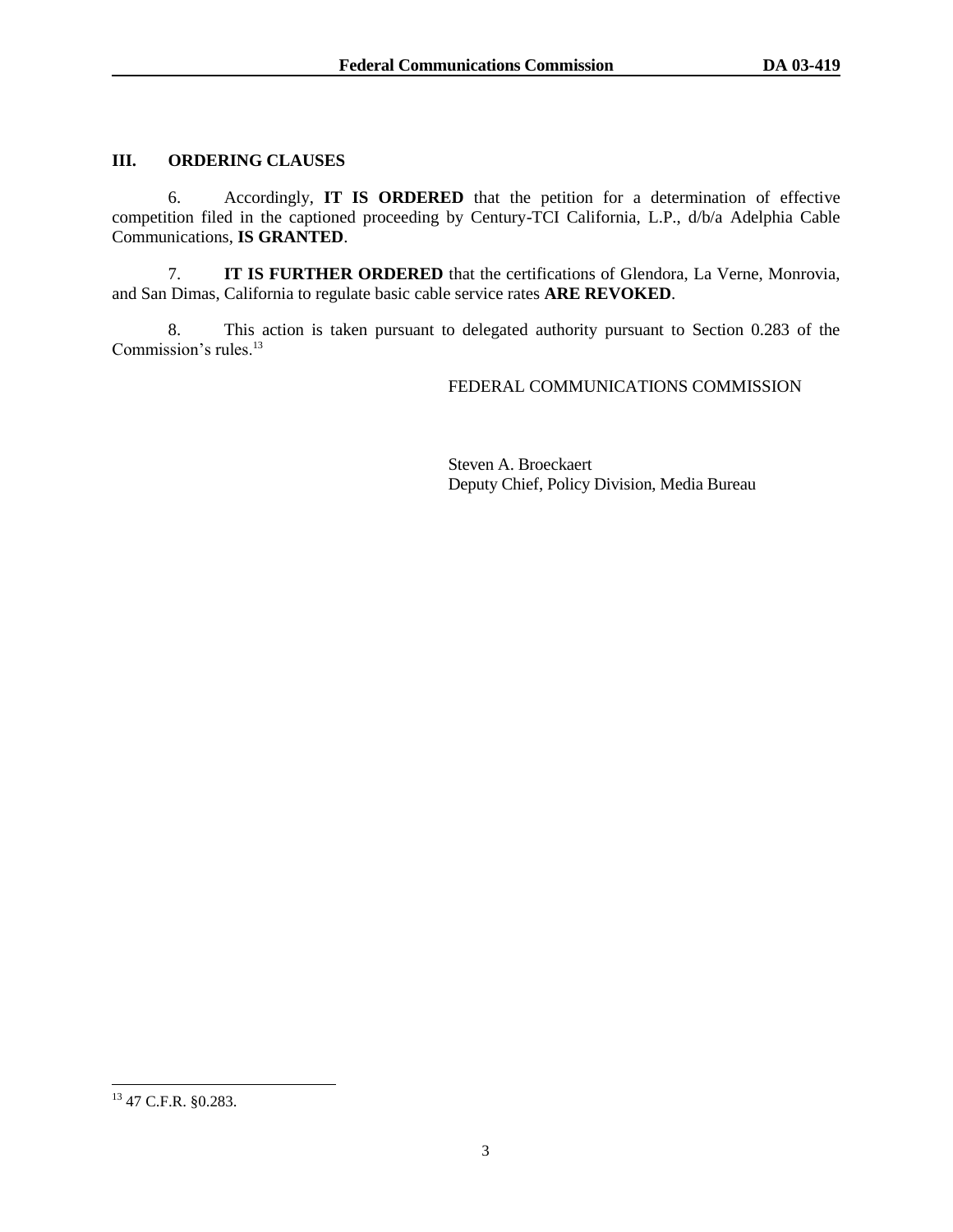## III. ORDERING CLAUSES

6. Accordingly, **IT IS ORDERED** that the petition for a determination of effective competition filed in the captioned proceeding by Century-TCI California, L.P., d/b/a Adelphia Cable Communications, **IS GRANTED**.

7. **IT IS FURTHER ORDERED** that the certifications of Glendora, La Verne, Monrovia, and San Dimas, California to regulate basic cable service rates **ARE REVOKED**.

8. This action is taken pursuant to delegated authority pursuant to Section 0.283 of the Commission's rules.[13]

FEDERAL COMMUNICATIONS COMMISSION

Steven A. Broeckaert
Deputy Chief, Policy Division, Media Bureau

---

[13] 47 C.F.R. §0.283.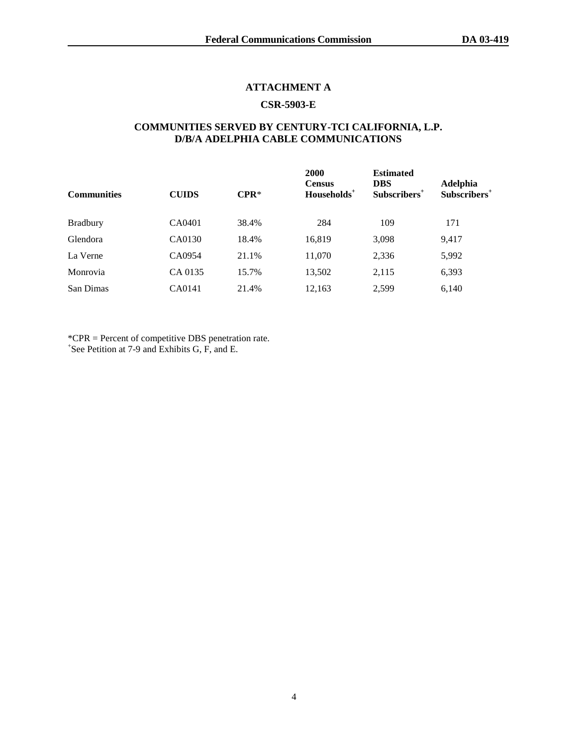## ATTACHMENT A

## CSR-5903-E

## COMMUNITIES SERVED BY CENTURY-TCI CALIFORNIA, L.P. D/B/A ADELPHIA CABLE COMMUNICATIONS

| Communities | CUIDS | CPR* | 2000 Census Households+ | Estimated DBS Subscribers+ | Adelphia Subscribers+ |
|---|---|---|---|---|---|
| Bradbury | CA0401 | 38.4% | 284 | 109 | 171 |
| Glendora | CA0130 | 18.4% | 16,819 | 3,098 | 9,417 |
| La Verne | CA0954 | 21.1% | 11,070 | 2,336 | 5,992 |
| Monrovia | CA 0135 | 15.7% | 13,502 | 2,115 | 6,393 |
| San Dimas | CA0141 | 21.4% | 12,163 | 2,599 | 6,140 |

*CPR = Percent of competitive DBS penetration rate.

+See Petition at 7-9 and Exhibits G, F, and E.